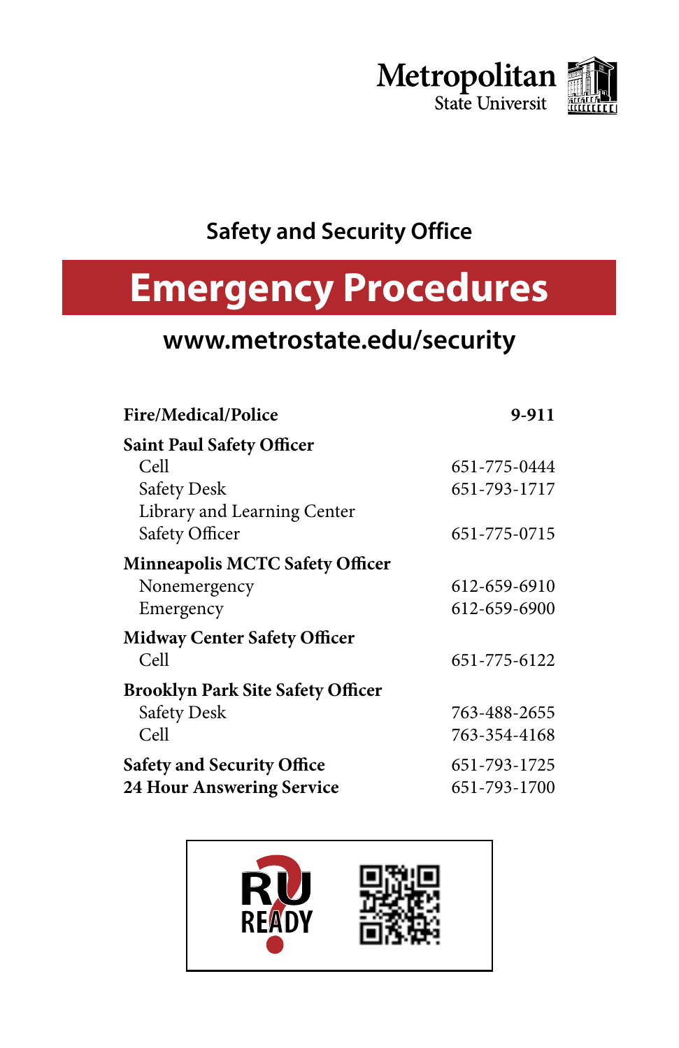Metropolitan State Universit

## Safety and Security Office

# Emergency Procedures

**www.metrostate.edu/security**

| | |
|---|---|
| **Fire/Medical/Police** | **9-911** |
| **Saint Paul Safety Officer** | |
| Cell | 651-775-0444 |
| Safety Desk | 651-793-1717 |
| Library and Learning Center Safety Officer | 651-775-0715 |
| **Minneapolis MCTC Safety Officer** | |
| Nonemergency | 612-659-6910 |
| Emergency | 612-659-6900 |
| **Midway Center Safety Officer** | |
| Cell | 651-775-6122 |
| **Brooklyn Park Site Safety Officer** | |
| Safety Desk | 763-488-2655 |
| Cell | 763-354-4168 |
| **Safety and Security Office** | 651-793-1725 |
| **24 Hour Answering Service** | 651-793-1700 |

RU READY?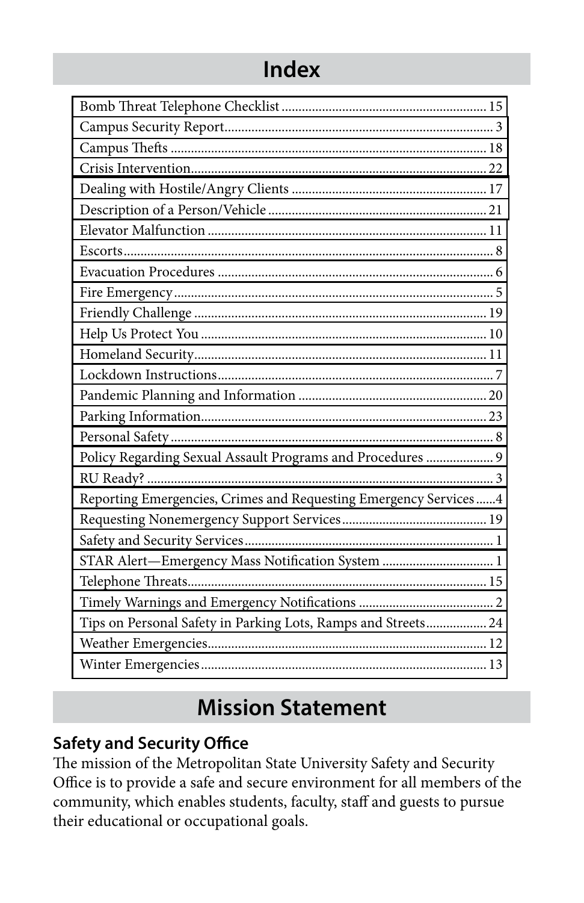# Index

| Topic | Page |
| --- | --- |
| Bomb Threat Telephone Checklist | 15 |
| Campus Security Report | 3 |
| Campus Thefts | 18 |
| Crisis Intervention | 22 |
| Dealing with Hostile/Angry Clients | 17 |
| Description of a Person/Vehicle | 21 |
| Elevator Malfunction | 11 |
| Escorts | 8 |
| Evacuation Procedures | 6 |
| Fire Emergency | 5 |
| Friendly Challenge | 19 |
| Help Us Protect You | 10 |
| Homeland Security | 11 |
| Lockdown Instructions | 7 |
| Pandemic Planning and Information | 20 |
| Parking Information | 23 |
| Personal Safety | 8 |
| Policy Regarding Sexual Assault Programs and Procedures | 9 |
| RU Ready? | 3 |
| Reporting Emergencies, Crimes and Requesting Emergency Services | 4 |
| Requesting Nonemergency Support Services | 19 |
| Safety and Security Services | 1 |
| STAR Alert—Emergency Mass Notification System | 1 |
| Telephone Threats | 15 |
| Timely Warnings and Emergency Notifications | 2 |
| Tips on Personal Safety in Parking Lots, Ramps and Streets | 24 |
| Weather Emergencies | 12 |
| Winter Emergencies | 13 |

# Mission Statement

## Safety and Security Office

The mission of the Metropolitan State University Safety and Security Office is to provide a safe and secure environment for all members of the community, which enables students, faculty, staff and guests to pursue their educational or occupational goals.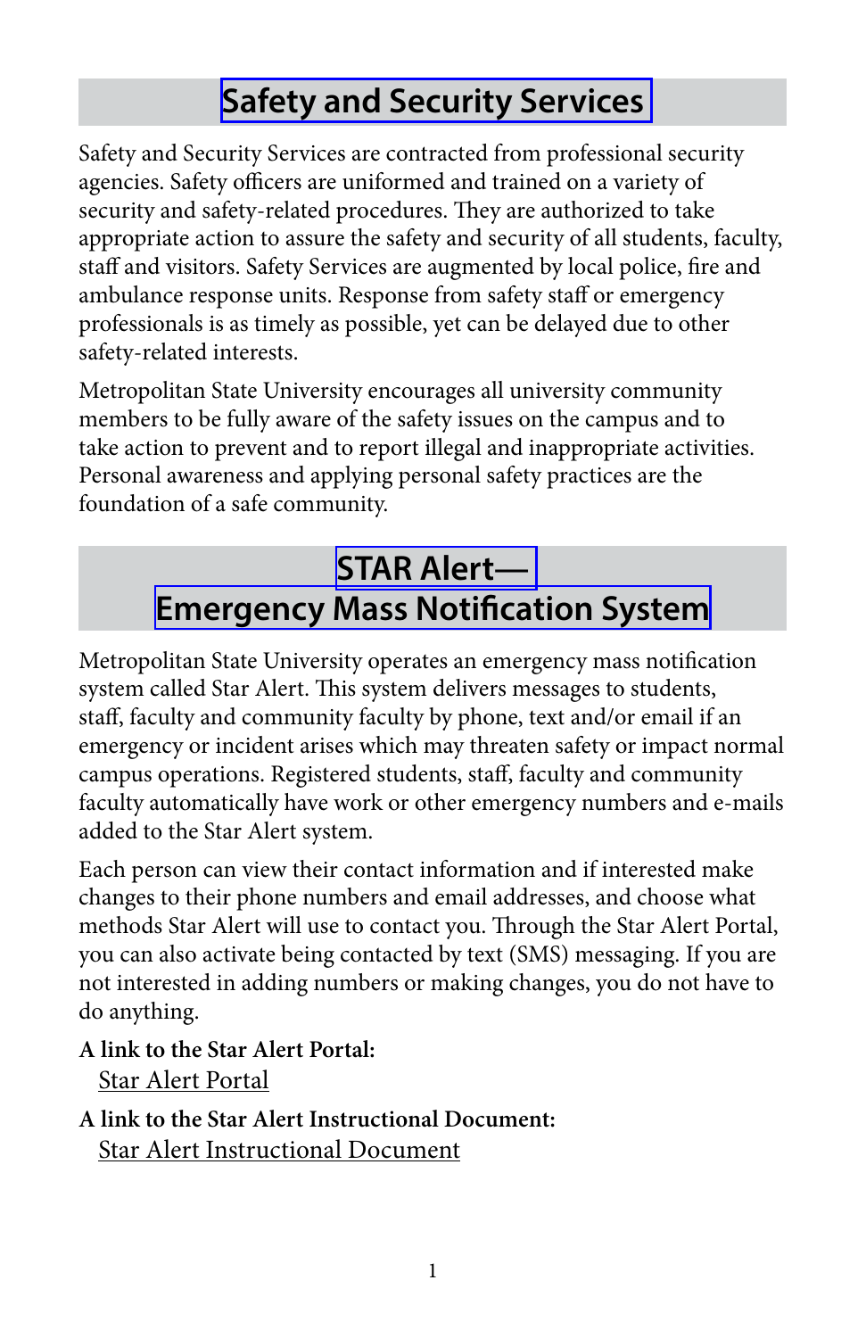## Safety and Security Services

Safety and Security Services are contracted from professional security agencies. Safety officers are uniformed and trained on a variety of security and safety-related procedures. They are authorized to take appropriate action to assure the safety and security of all students, faculty, staff and visitors. Safety Services are augmented by local police, fire and ambulance response units. Response from safety staff or emergency professionals is as timely as possible, yet can be delayed due to other safety-related interests.

Metropolitan State University encourages all university community members to be fully aware of the safety issues on the campus and to take action to prevent and to report illegal and inappropriate activities. Personal awareness and applying personal safety practices are the foundation of a safe community.

## STAR Alert— Emergency Mass Notification System

Metropolitan State University operates an emergency mass notification system called Star Alert. This system delivers messages to students, staff, faculty and community faculty by phone, text and/or email if an emergency or incident arises which may threaten safety or impact normal campus operations. Registered students, staff, faculty and community faculty automatically have work or other emergency numbers and e-mails added to the Star Alert system.

Each person can view their contact information and if interested make changes to their phone numbers and email addresses, and choose what methods Star Alert will use to contact you. Through the Star Alert Portal, you can also activate being contacted by text (SMS) messaging. If you are not interested in adding numbers or making changes, you do not have to do anything.

**A link to the Star Alert Portal:**
Star Alert Portal

**A link to the Star Alert Instructional Document:**
Star Alert Instructional Document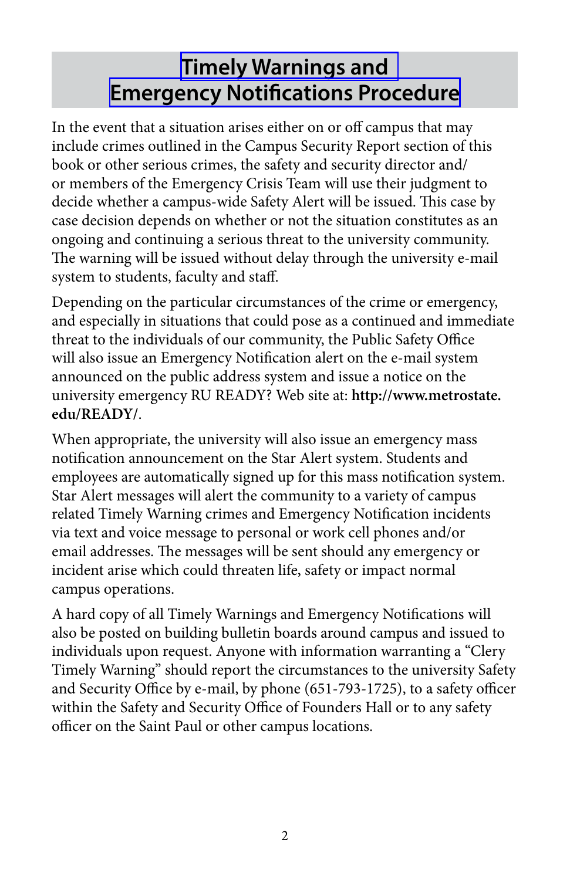# Timely Warnings and Emergency Notifications Procedure

In the event that a situation arises either on or off campus that may include crimes outlined in the Campus Security Report section of this book or other serious crimes, the safety and security director and/or members of the Emergency Crisis Team will use their judgment to decide whether a campus-wide Safety Alert will be issued. This case by case decision depends on whether or not the situation constitutes as an ongoing and continuing a serious threat to the university community. The warning will be issued without delay through the university e-mail system to students, faculty and staff.

Depending on the particular circumstances of the crime or emergency, and especially in situations that could pose as a continued and immediate threat to the individuals of our community, the Public Safety Office will also issue an Emergency Notification alert on the e-mail system announced on the public address system and issue a notice on the university emergency RU READY? Web site at: **http://www.metrostate.edu/READY/**.

When appropriate, the university will also issue an emergency mass notification announcement on the Star Alert system. Students and employees are automatically signed up for this mass notification system. Star Alert messages will alert the community to a variety of campus related Timely Warning crimes and Emergency Notification incidents via text and voice message to personal or work cell phones and/or email addresses. The messages will be sent should any emergency or incident arise which could threaten life, safety or impact normal campus operations.

A hard copy of all Timely Warnings and Emergency Notifications will also be posted on building bulletin boards around campus and issued to individuals upon request. Anyone with information warranting a "Clery Timely Warning" should report the circumstances to the university Safety and Security Office by e-mail, by phone (651-793-1725), to a safety officer within the Safety and Security Office of Founders Hall or to any safety officer on the Saint Paul or other campus locations.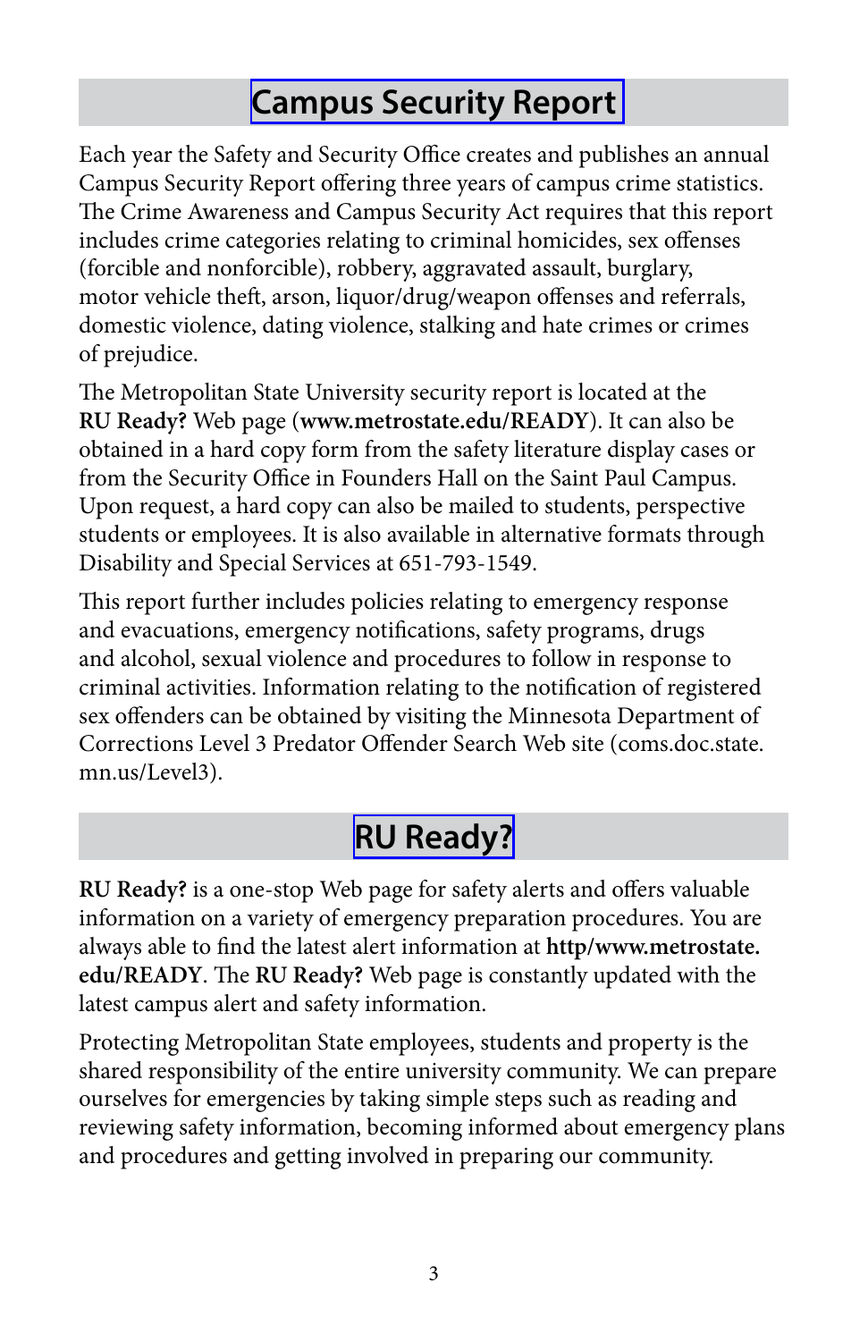## Campus Security Report

Each year the Safety and Security Office creates and publishes an annual Campus Security Report offering three years of campus crime statistics. The Crime Awareness and Campus Security Act requires that this report includes crime categories relating to criminal homicides, sex offenses (forcible and nonforcible), robbery, aggravated assault, burglary, motor vehicle theft, arson, liquor/drug/weapon offenses and referrals, domestic violence, dating violence, stalking and hate crimes or crimes of prejudice.

The Metropolitan State University security report is located at the **RU Ready?** Web page (**www.metrostate.edu/READY**). It can also be obtained in a hard copy form from the safety literature display cases or from the Security Office in Founders Hall on the Saint Paul Campus. Upon request, a hard copy can also be mailed to students, perspective students or employees. It is also available in alternative formats through Disability and Special Services at 651-793-1549.

This report further includes policies relating to emergency response and evacuations, emergency notifications, safety programs, drugs and alcohol, sexual violence and procedures to follow in response to criminal activities. Information relating to the notification of registered sex offenders can be obtained by visiting the Minnesota Department of Corrections Level 3 Predator Offender Search Web site (coms.doc.state.mn.us/Level3).

## RU Ready?

**RU Ready?** is a one-stop Web page for safety alerts and offers valuable information on a variety of emergency preparation procedures. You are always able to find the latest alert information at **http/www.metrostate.edu/READY**. The **RU Ready?** Web page is constantly updated with the latest campus alert and safety information.

Protecting Metropolitan State employees, students and property is the shared responsibility of the entire university community. We can prepare ourselves for emergencies by taking simple steps such as reading and reviewing safety information, becoming informed about emergency plans and procedures and getting involved in preparing our community.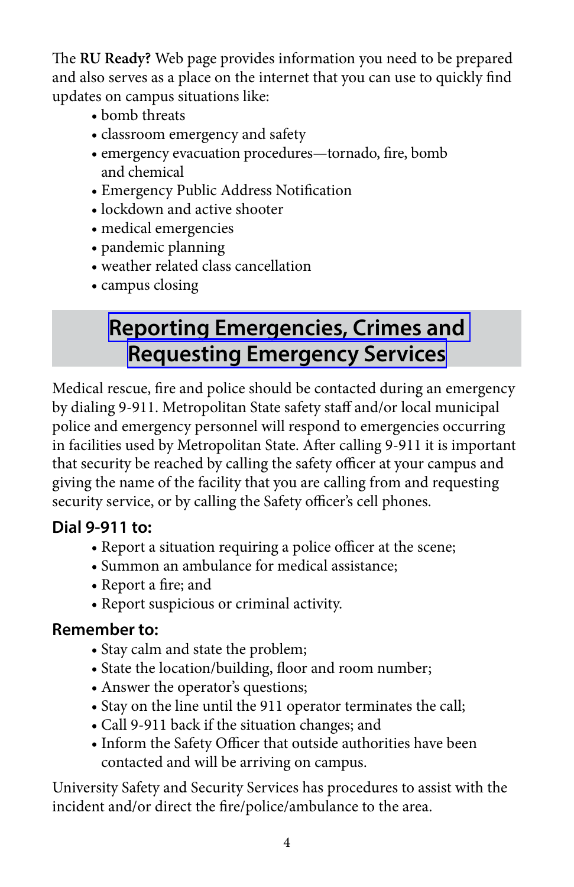The **RU Ready?** Web page provides information you need to be prepared and also serves as a place on the internet that you can use to quickly find updates on campus situations like:

- bomb threats
- classroom emergency and safety
- emergency evacuation procedures—tornado, fire, bomb and chemical
- Emergency Public Address Notification
- lockdown and active shooter
- medical emergencies
- pandemic planning
- weather related class cancellation
- campus closing

## Reporting Emergencies, Crimes and Requesting Emergency Services

Medical rescue, fire and police should be contacted during an emergency by dialing 9-911. Metropolitan State safety staff and/or local municipal police and emergency personnel will respond to emergencies occurring in facilities used by Metropolitan State. After calling 9-911 it is important that security be reached by calling the safety officer at your campus and giving the name of the facility that you are calling from and requesting security service, or by calling the Safety officer's cell phones.

### Dial 9-911 to:

- Report a situation requiring a police officer at the scene;
- Summon an ambulance for medical assistance;
- Report a fire; and
- Report suspicious or criminal activity.

### Remember to:

- Stay calm and state the problem;
- State the location/building, floor and room number;
- Answer the operator's questions;
- Stay on the line until the 911 operator terminates the call;
- Call 9-911 back if the situation changes; and
- Inform the Safety Officer that outside authorities have been contacted and will be arriving on campus.

University Safety and Security Services has procedures to assist with the incident and/or direct the fire/police/ambulance to the area.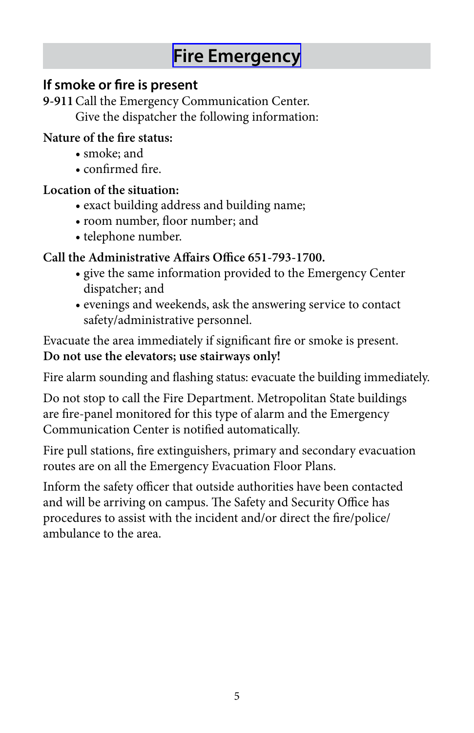# Fire Emergency

## If smoke or fire is present

**9-911** Call the Emergency Communication Center.
Give the dispatcher the following information:

**Nature of the fire status:**

- smoke; and
- confirmed fire.

**Location of the situation:**

- exact building address and building name;
- room number, floor number; and
- telephone number.

**Call the Administrative Affairs Office 651-793-1700.**

- give the same information provided to the Emergency Center dispatcher; and
- evenings and weekends, ask the answering service to contact safety/administrative personnel.

Evacuate the area immediately if significant fire or smoke is present.
**Do not use the elevators; use stairways only!**

Fire alarm sounding and flashing status: evacuate the building immediately.

Do not stop to call the Fire Department. Metropolitan State buildings are fire-panel monitored for this type of alarm and the Emergency Communication Center is notified automatically.

Fire pull stations, fire extinguishers, primary and secondary evacuation routes are on all the Emergency Evacuation Floor Plans.

Inform the safety officer that outside authorities have been contacted and will be arriving on campus. The Safety and Security Office has procedures to assist with the incident and/or direct the fire/police/ambulance to the area.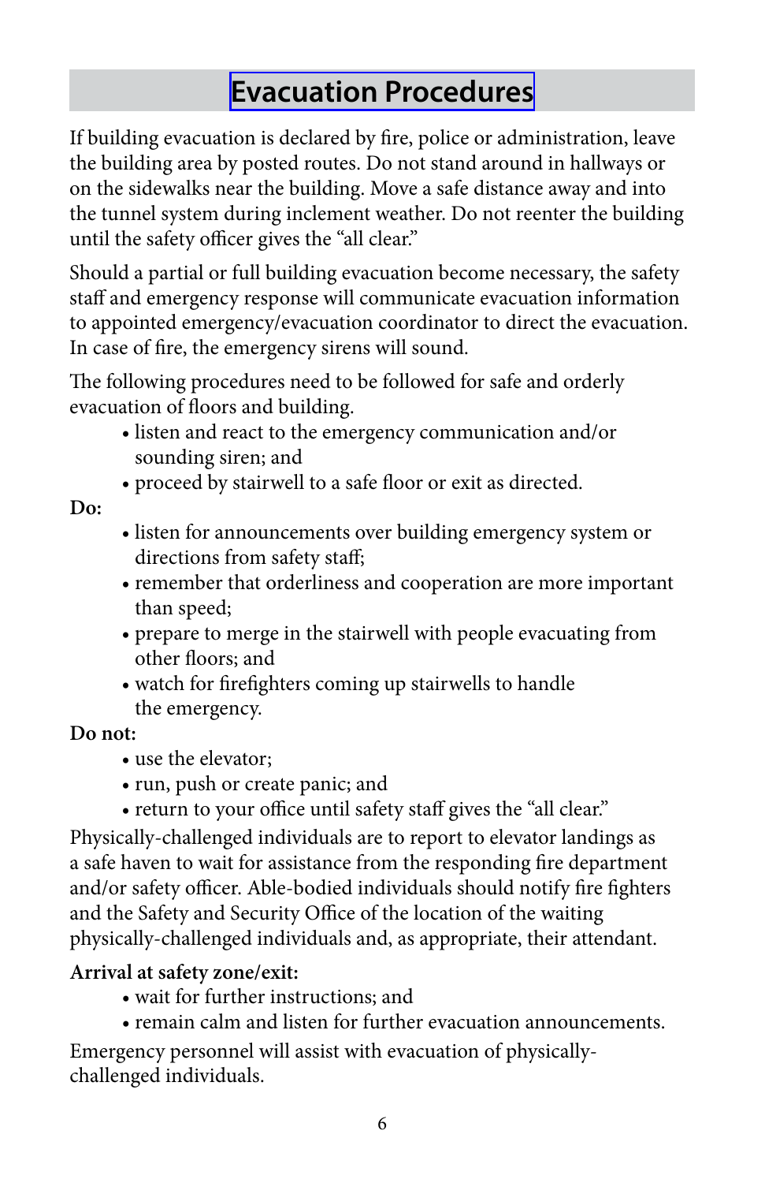# Evacuation Procedures

If building evacuation is declared by fire, police or administration, leave the building area by posted routes. Do not stand around in hallways or on the sidewalks near the building. Move a safe distance away and into the tunnel system during inclement weather. Do not reenter the building until the safety officer gives the "all clear."

Should a partial or full building evacuation become necessary, the safety staff and emergency response will communicate evacuation information to appointed emergency/evacuation coordinator to direct the evacuation. In case of fire, the emergency sirens will sound.

The following procedures need to be followed for safe and orderly evacuation of floors and building.

- listen and react to the emergency communication and/or sounding siren; and
- proceed by stairwell to a safe floor or exit as directed.

**Do:**

- listen for announcements over building emergency system or directions from safety staff;
- remember that orderliness and cooperation are more important than speed;
- prepare to merge in the stairwell with people evacuating from other floors; and
- watch for firefighters coming up stairwells to handle the emergency.

**Do not:**

- use the elevator;
- run, push or create panic; and
- return to your office until safety staff gives the "all clear."

Physically-challenged individuals are to report to elevator landings as a safe haven to wait for assistance from the responding fire department and/or safety officer. Able-bodied individuals should notify fire fighters and the Safety and Security Office of the location of the waiting physically-challenged individuals and, as appropriate, their attendant.

**Arrival at safety zone/exit:**

- wait for further instructions; and
- remain calm and listen for further evacuation announcements.

Emergency personnel will assist with evacuation of physically-challenged individuals.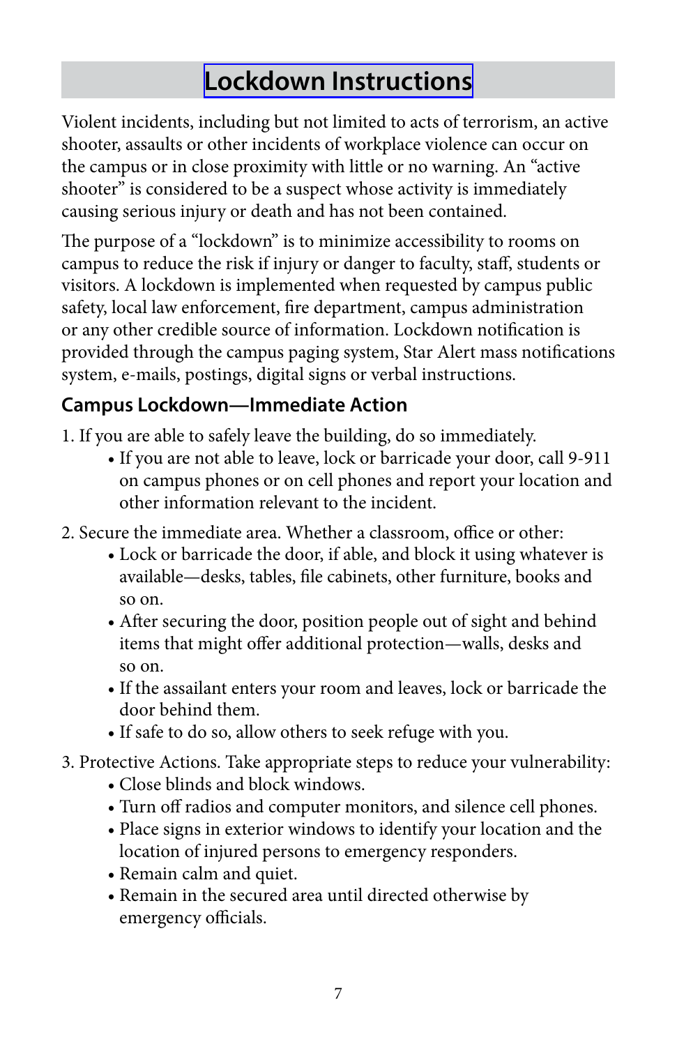# Lockdown Instructions

Violent incidents, including but not limited to acts of terrorism, an active shooter, assaults or other incidents of workplace violence can occur on the campus or in close proximity with little or no warning. An "active shooter" is considered to be a suspect whose activity is immediately causing serious injury or death and has not been contained.

The purpose of a "lockdown" is to minimize accessibility to rooms on campus to reduce the risk if injury or danger to faculty, staff, students or visitors. A lockdown is implemented when requested by campus public safety, local law enforcement, fire department, campus administration or any other credible source of information. Lockdown notification is provided through the campus paging system, Star Alert mass notifications system, e-mails, postings, digital signs or verbal instructions.

## Campus Lockdown—Immediate Action

1. If you are able to safely leave the building, do so immediately.
   - If you are not able to leave, lock or barricade your door, call 9-911 on campus phones or on cell phones and report your location and other information relevant to the incident.
2. Secure the immediate area. Whether a classroom, office or other:
   - Lock or barricade the door, if able, and block it using whatever is available—desks, tables, file cabinets, other furniture, books and so on.
   - After securing the door, position people out of sight and behind items that might offer additional protection—walls, desks and so on.
   - If the assailant enters your room and leaves, lock or barricade the door behind them.
   - If safe to do so, allow others to seek refuge with you.
3. Protective Actions. Take appropriate steps to reduce your vulnerability:
   - Close blinds and block windows.
   - Turn off radios and computer monitors, and silence cell phones.
   - Place signs in exterior windows to identify your location and the location of injured persons to emergency responders.
   - Remain calm and quiet.
   - Remain in the secured area until directed otherwise by emergency officials.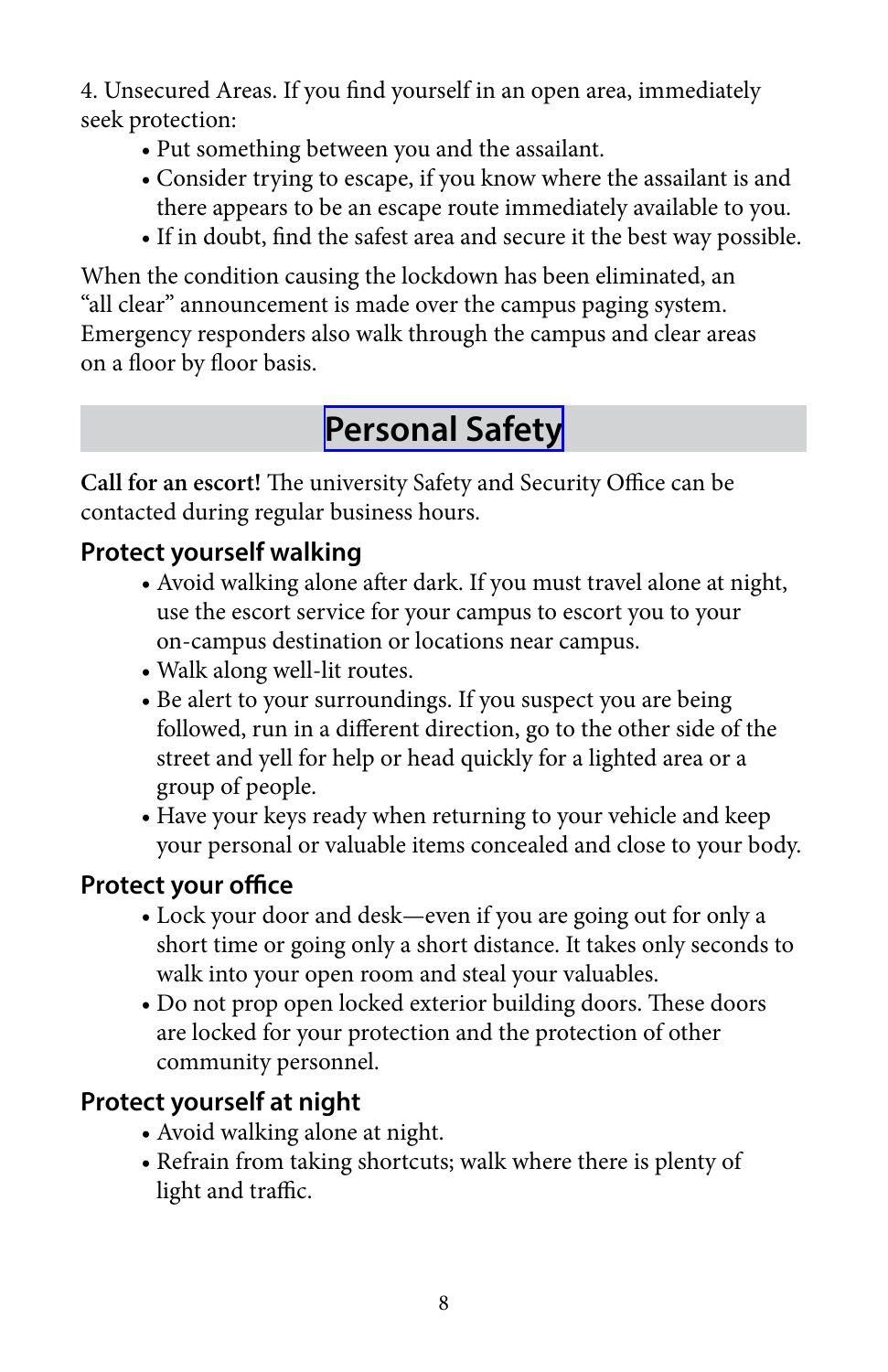4. Unsecured Areas. If you find yourself in an open area, immediately seek protection:

- Put something between you and the assailant.
- Consider trying to escape, if you know where the assailant is and there appears to be an escape route immediately available to you.
- If in doubt, find the safest area and secure it the best way possible.

When the condition causing the lockdown has been eliminated, an "all clear" announcement is made over the campus paging system. Emergency responders also walk through the campus and clear areas on a floor by floor basis.

## Personal Safety

**Call for an escort!** The university Safety and Security Office can be contacted during regular business hours.

### Protect yourself walking

- Avoid walking alone after dark. If you must travel alone at night, use the escort service for your campus to escort you to your on-campus destination or locations near campus.
- Walk along well-lit routes.
- Be alert to your surroundings. If you suspect you are being followed, run in a different direction, go to the other side of the street and yell for help or head quickly for a lighted area or a group of people.
- Have your keys ready when returning to your vehicle and keep your personal or valuable items concealed and close to your body.

### Protect your office

- Lock your door and desk—even if you are going out for only a short time or going only a short distance. It takes only seconds to walk into your open room and steal your valuables.
- Do not prop open locked exterior building doors. These doors are locked for your protection and the protection of other community personnel.

### Protect yourself at night

- Avoid walking alone at night.
- Refrain from taking shortcuts; walk where there is plenty of light and traffic.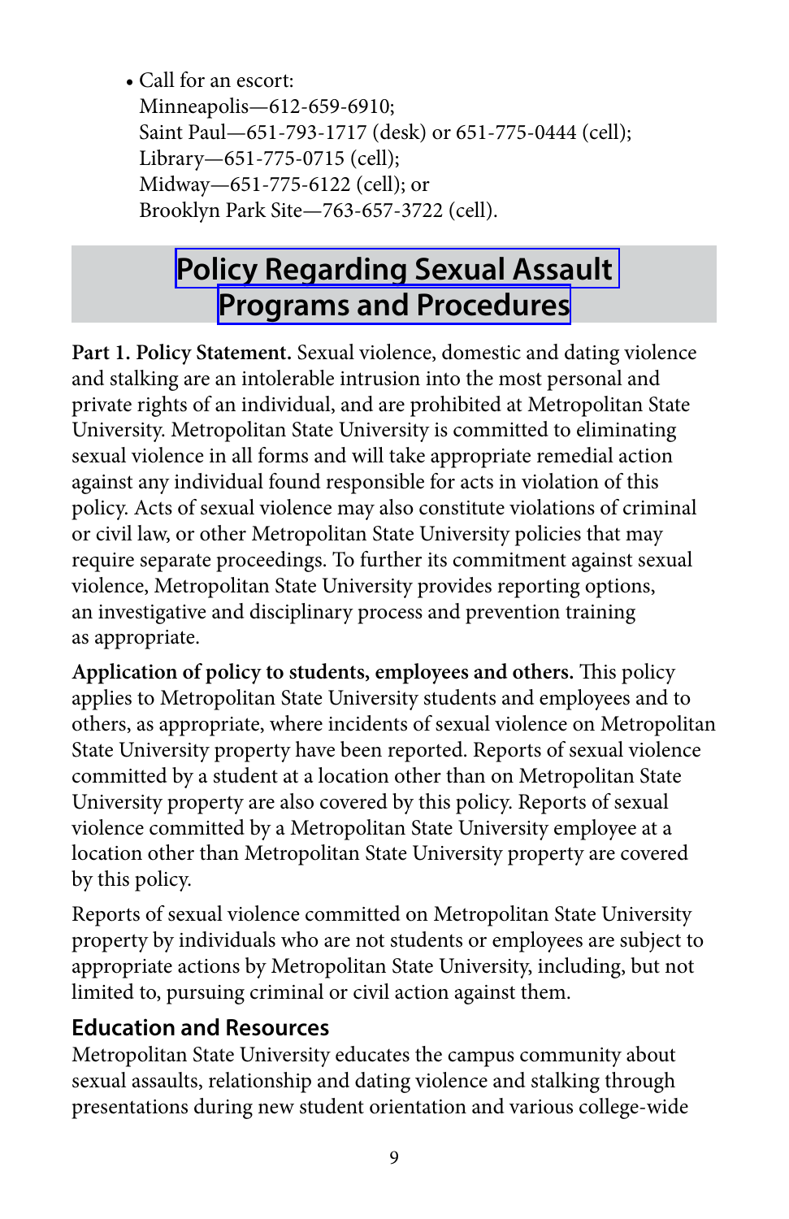- Call for an escort:
  Minneapolis—612-659-6910;
  Saint Paul—651-793-1717 (desk) or 651-775-0444 (cell);
  Library—651-775-0715 (cell);
  Midway—651-775-6122 (cell); or
  Brooklyn Park Site—763-657-3722 (cell).

## Policy Regarding Sexual Assault Programs and Procedures

**Part 1. Policy Statement.** Sexual violence, domestic and dating violence and stalking are an intolerable intrusion into the most personal and private rights of an individual, and are prohibited at Metropolitan State University. Metropolitan State University is committed to eliminating sexual violence in all forms and will take appropriate remedial action against any individual found responsible for acts in violation of this policy. Acts of sexual violence may also constitute violations of criminal or civil law, or other Metropolitan State University policies that may require separate proceedings. To further its commitment against sexual violence, Metropolitan State University provides reporting options, an investigative and disciplinary process and prevention training as appropriate.

**Application of policy to students, employees and others.** This policy applies to Metropolitan State University students and employees and to others, as appropriate, where incidents of sexual violence on Metropolitan State University property have been reported. Reports of sexual violence committed by a student at a location other than on Metropolitan State University property are also covered by this policy. Reports of sexual violence committed by a Metropolitan State University employee at a location other than Metropolitan State University property are covered by this policy.

Reports of sexual violence committed on Metropolitan State University property by individuals who are not students or employees are subject to appropriate actions by Metropolitan State University, including, but not limited to, pursuing criminal or civil action against them.

### Education and Resources

Metropolitan State University educates the campus community about sexual assaults, relationship and dating violence and stalking through presentations during new student orientation and various college-wide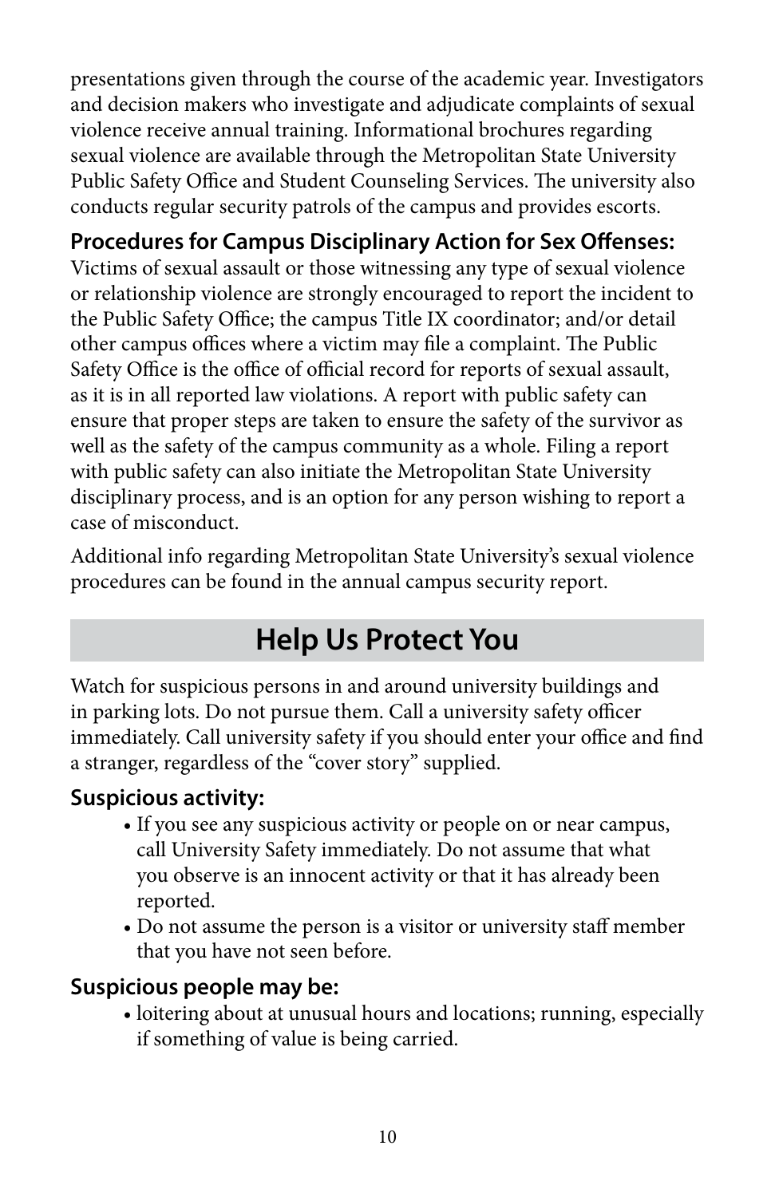presentations given through the course of the academic year. Investigators and decision makers who investigate and adjudicate complaints of sexual violence receive annual training. Informational brochures regarding sexual violence are available through the Metropolitan State University Public Safety Office and Student Counseling Services. The university also conducts regular security patrols of the campus and provides escorts.

**Procedures for Campus Disciplinary Action for Sex Offenses:** Victims of sexual assault or those witnessing any type of sexual violence or relationship violence are strongly encouraged to report the incident to the Public Safety Office; the campus Title IX coordinator; and/or detail other campus offices where a victim may file a complaint. The Public Safety Office is the office of official record for reports of sexual assault, as it is in all reported law violations. A report with public safety can ensure that proper steps are taken to ensure the safety of the survivor as well as the safety of the campus community as a whole. Filing a report with public safety can also initiate the Metropolitan State University disciplinary process, and is an option for any person wishing to report a case of misconduct.

Additional info regarding Metropolitan State University's sexual violence procedures can be found in the annual campus security report.

## Help Us Protect You

Watch for suspicious persons in and around university buildings and in parking lots. Do not pursue them. Call a university safety officer immediately. Call university safety if you should enter your office and find a stranger, regardless of the "cover story" supplied.

### Suspicious activity:

- If you see any suspicious activity or people on or near campus, call University Safety immediately. Do not assume that what you observe is an innocent activity or that it has already been reported.
- Do not assume the person is a visitor or university staff member that you have not seen before.

### Suspicious people may be:

- loitering about at unusual hours and locations; running, especially if something of value is being carried.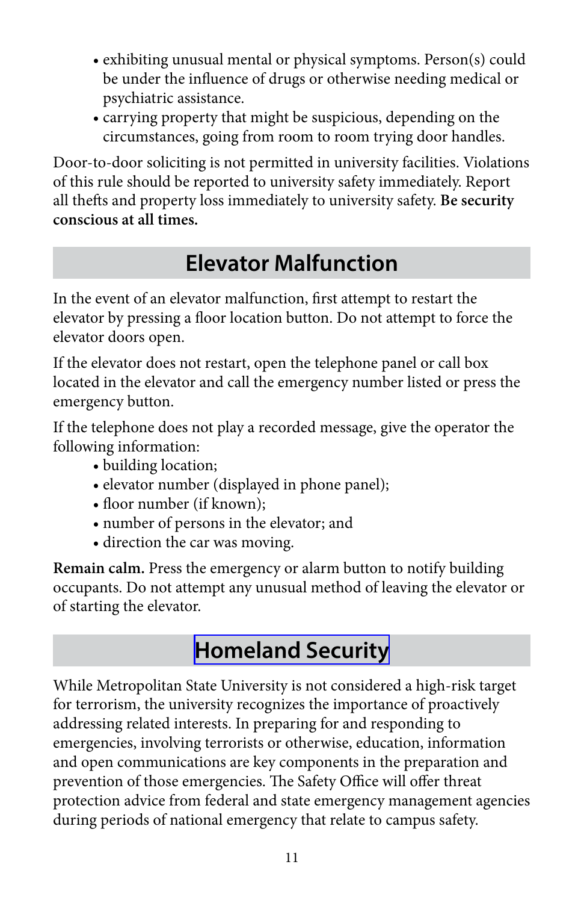- exhibiting unusual mental or physical symptoms. Person(s) could be under the influence of drugs or otherwise needing medical or psychiatric assistance.
- carrying property that might be suspicious, depending on the circumstances, going from room to room trying door handles.

Door-to-door soliciting is not permitted in university facilities. Violations of this rule should be reported to university safety immediately. Report all thefts and property loss immediately to university safety. **Be security conscious at all times.**

## Elevator Malfunction

In the event of an elevator malfunction, first attempt to restart the elevator by pressing a floor location button. Do not attempt to force the elevator doors open.

If the elevator does not restart, open the telephone panel or call box located in the elevator and call the emergency number listed or press the emergency button.

If the telephone does not play a recorded message, give the operator the following information:

- building location;
- elevator number (displayed in phone panel);
- floor number (if known);
- number of persons in the elevator; and
- direction the car was moving.

**Remain calm.** Press the emergency or alarm button to notify building occupants. Do not attempt any unusual method of leaving the elevator or of starting the elevator.

## Homeland Security

While Metropolitan State University is not considered a high-risk target for terrorism, the university recognizes the importance of proactively addressing related interests. In preparing for and responding to emergencies, involving terrorists or otherwise, education, information and open communications are key components in the preparation and prevention of those emergencies. The Safety Office will offer threat protection advice from federal and state emergency management agencies during periods of national emergency that relate to campus safety.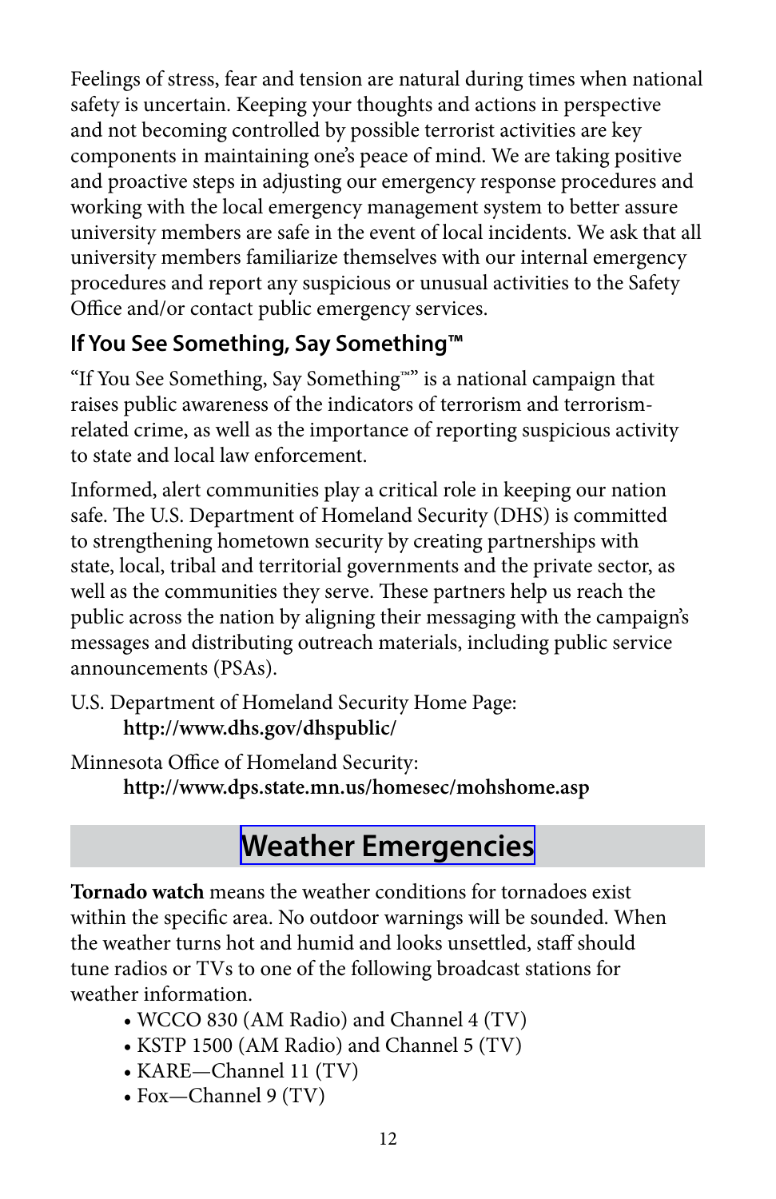Feelings of stress, fear and tension are natural during times when national safety is uncertain. Keeping your thoughts and actions in perspective and not becoming controlled by possible terrorist activities are key components in maintaining one's peace of mind. We are taking positive and proactive steps in adjusting our emergency response procedures and working with the local emergency management system to better assure university members are safe in the event of local incidents. We ask that all university members familiarize themselves with our internal emergency procedures and report any suspicious or unusual activities to the Safety Office and/or contact public emergency services.

### If You See Something, Say Something™

"If You See Something, Say Something™" is a national campaign that raises public awareness of the indicators of terrorism and terrorism-related crime, as well as the importance of reporting suspicious activity to state and local law enforcement.

Informed, alert communities play a critical role in keeping our nation safe. The U.S. Department of Homeland Security (DHS) is committed to strengthening hometown security by creating partnerships with state, local, tribal and territorial governments and the private sector, as well as the communities they serve. These partners help us reach the public across the nation by aligning their messaging with the campaign's messages and distributing outreach materials, including public service announcements (PSAs).

U.S. Department of Homeland Security Home Page:
**http://www.dhs.gov/dhspublic/**

Minnesota Office of Homeland Security:
**http://www.dps.state.mn.us/homesec/mohshome.asp**

## Weather Emergencies

**Tornado watch** means the weather conditions for tornadoes exist within the specific area. No outdoor warnings will be sounded. When the weather turns hot and humid and looks unsettled, staff should tune radios or TVs to one of the following broadcast stations for weather information.

- WCCO 830 (AM Radio) and Channel 4 (TV)
- KSTP 1500 (AM Radio) and Channel 5 (TV)
- KARE—Channel 11 (TV)
- Fox—Channel 9 (TV)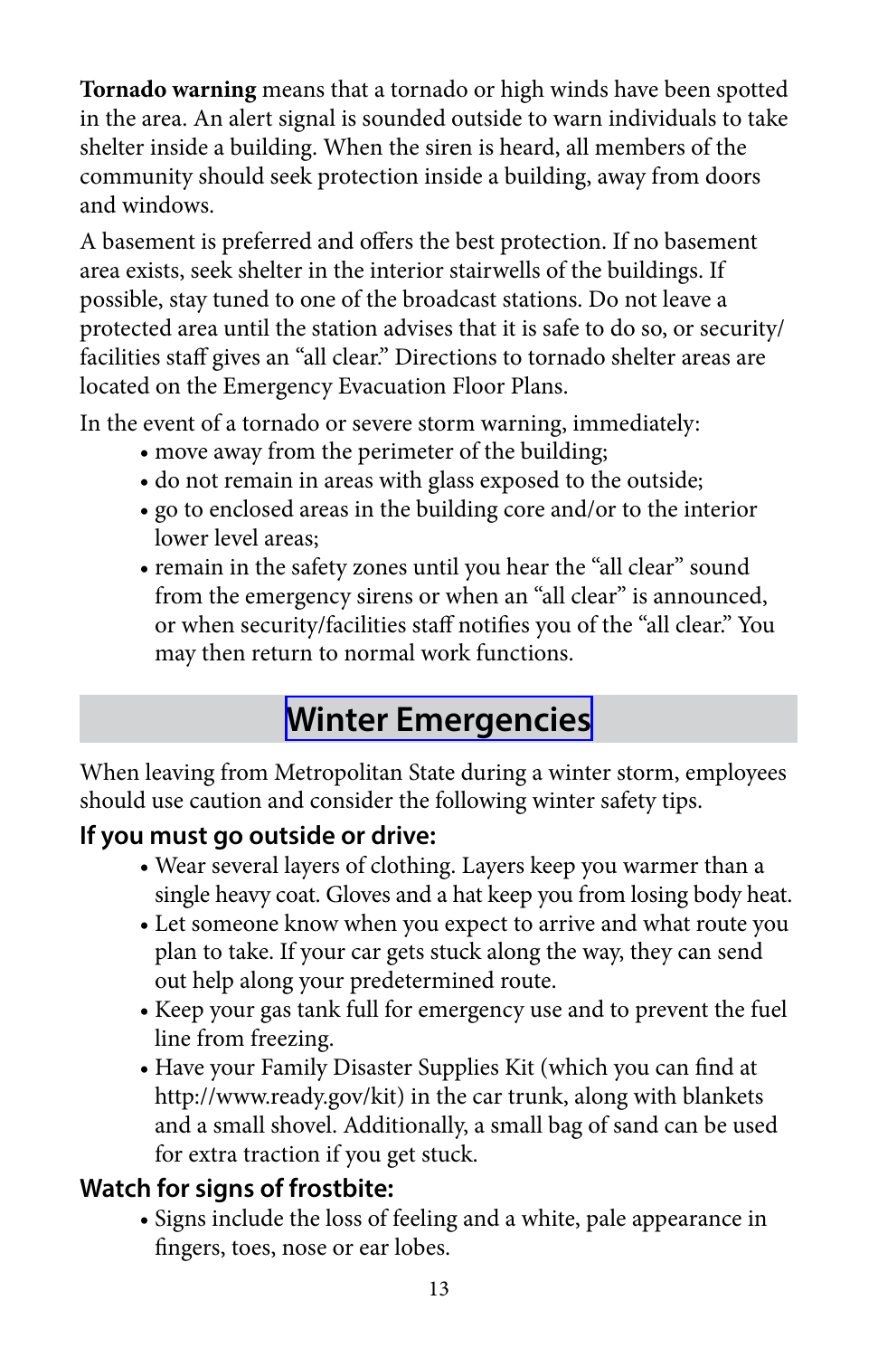**Tornado warning** means that a tornado or high winds have been spotted in the area. An alert signal is sounded outside to warn individuals to take shelter inside a building. When the siren is heard, all members of the community should seek protection inside a building, away from doors and windows.

A basement is preferred and offers the best protection. If no basement area exists, seek shelter in the interior stairwells of the buildings. If possible, stay tuned to one of the broadcast stations. Do not leave a protected area until the station advises that it is safe to do so, or security/facilities staff gives an "all clear." Directions to tornado shelter areas are located on the Emergency Evacuation Floor Plans.

In the event of a tornado or severe storm warning, immediately:

- move away from the perimeter of the building;
- do not remain in areas with glass exposed to the outside;
- go to enclosed areas in the building core and/or to the interior lower level areas;
- remain in the safety zones until you hear the "all clear" sound from the emergency sirens or when an "all clear" is announced, or when security/facilities staff notifies you of the "all clear." You may then return to normal work functions.

## Winter Emergencies

When leaving from Metropolitan State during a winter storm, employees should use caution and consider the following winter safety tips.

### If you must go outside or drive:

- Wear several layers of clothing. Layers keep you warmer than a single heavy coat. Gloves and a hat keep you from losing body heat.
- Let someone know when you expect to arrive and what route you plan to take. If your car gets stuck along the way, they can send out help along your predetermined route.
- Keep your gas tank full for emergency use and to prevent the fuel line from freezing.
- Have your Family Disaster Supplies Kit (which you can find at http://www.ready.gov/kit) in the car trunk, along with blankets and a small shovel. Additionally, a small bag of sand can be used for extra traction if you get stuck.

### Watch for signs of frostbite:

- Signs include the loss of feeling and a white, pale appearance in fingers, toes, nose or ear lobes.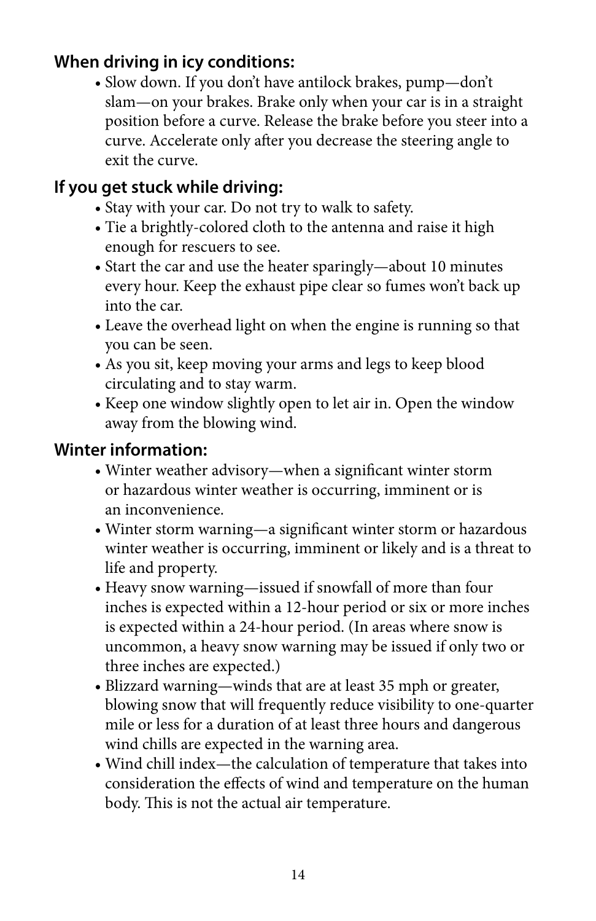**When driving in icy conditions:**

- Slow down. If you don't have antilock brakes, pump—don't slam—on your brakes. Brake only when your car is in a straight position before a curve. Release the brake before you steer into a curve. Accelerate only after you decrease the steering angle to exit the curve.

**If you get stuck while driving:**

- Stay with your car. Do not try to walk to safety.
- Tie a brightly-colored cloth to the antenna and raise it high enough for rescuers to see.
- Start the car and use the heater sparingly—about 10 minutes every hour. Keep the exhaust pipe clear so fumes won't back up into the car.
- Leave the overhead light on when the engine is running so that you can be seen.
- As you sit, keep moving your arms and legs to keep blood circulating and to stay warm.
- Keep one window slightly open to let air in. Open the window away from the blowing wind.

**Winter information:**

- Winter weather advisory—when a significant winter storm or hazardous winter weather is occurring, imminent or is an inconvenience.
- Winter storm warning—a significant winter storm or hazardous winter weather is occurring, imminent or likely and is a threat to life and property.
- Heavy snow warning—issued if snowfall of more than four inches is expected within a 12-hour period or six or more inches is expected within a 24-hour period. (In areas where snow is uncommon, a heavy snow warning may be issued if only two or three inches are expected.)
- Blizzard warning—winds that are at least 35 mph or greater, blowing snow that will frequently reduce visibility to one-quarter mile or less for a duration of at least three hours and dangerous wind chills are expected in the warning area.
- Wind chill index—the calculation of temperature that takes into consideration the effects of wind and temperature on the human body. This is not the actual air temperature.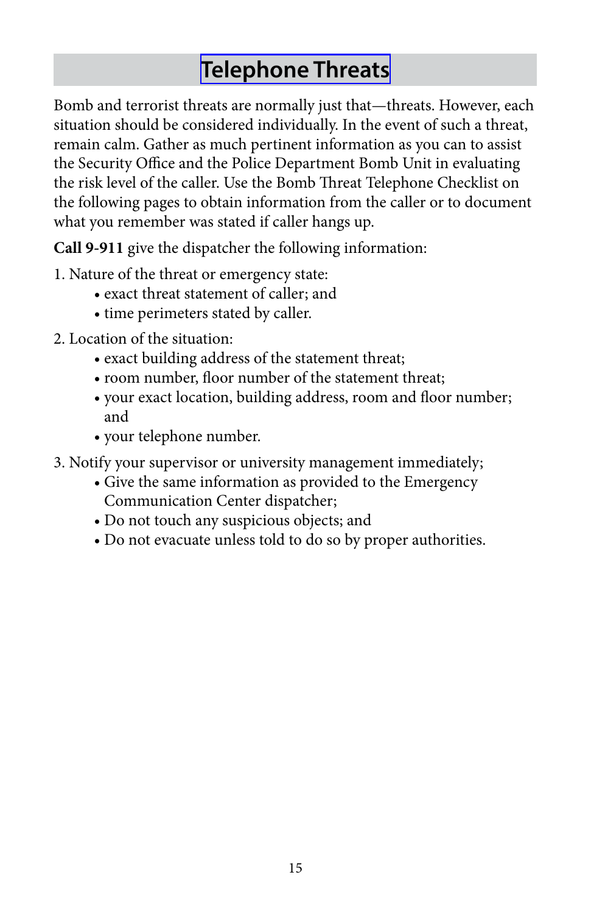# Telephone Threats

Bomb and terrorist threats are normally just that—threats. However, each situation should be considered individually. In the event of such a threat, remain calm. Gather as much pertinent information as you can to assist the Security Office and the Police Department Bomb Unit in evaluating the risk level of the caller. Use the Bomb Threat Telephone Checklist on the following pages to obtain information from the caller or to document what you remember was stated if caller hangs up.

**Call 9-911** give the dispatcher the following information:

1. Nature of the threat or emergency state:
   - exact threat statement of caller; and
   - time perimeters stated by caller.
2. Location of the situation:
   - exact building address of the statement threat;
   - room number, floor number of the statement threat;
   - your exact location, building address, room and floor number; and
   - your telephone number.
3. Notify your supervisor or university management immediately;
   - Give the same information as provided to the Emergency Communication Center dispatcher;
   - Do not touch any suspicious objects; and
   - Do not evacuate unless told to do so by proper authorities.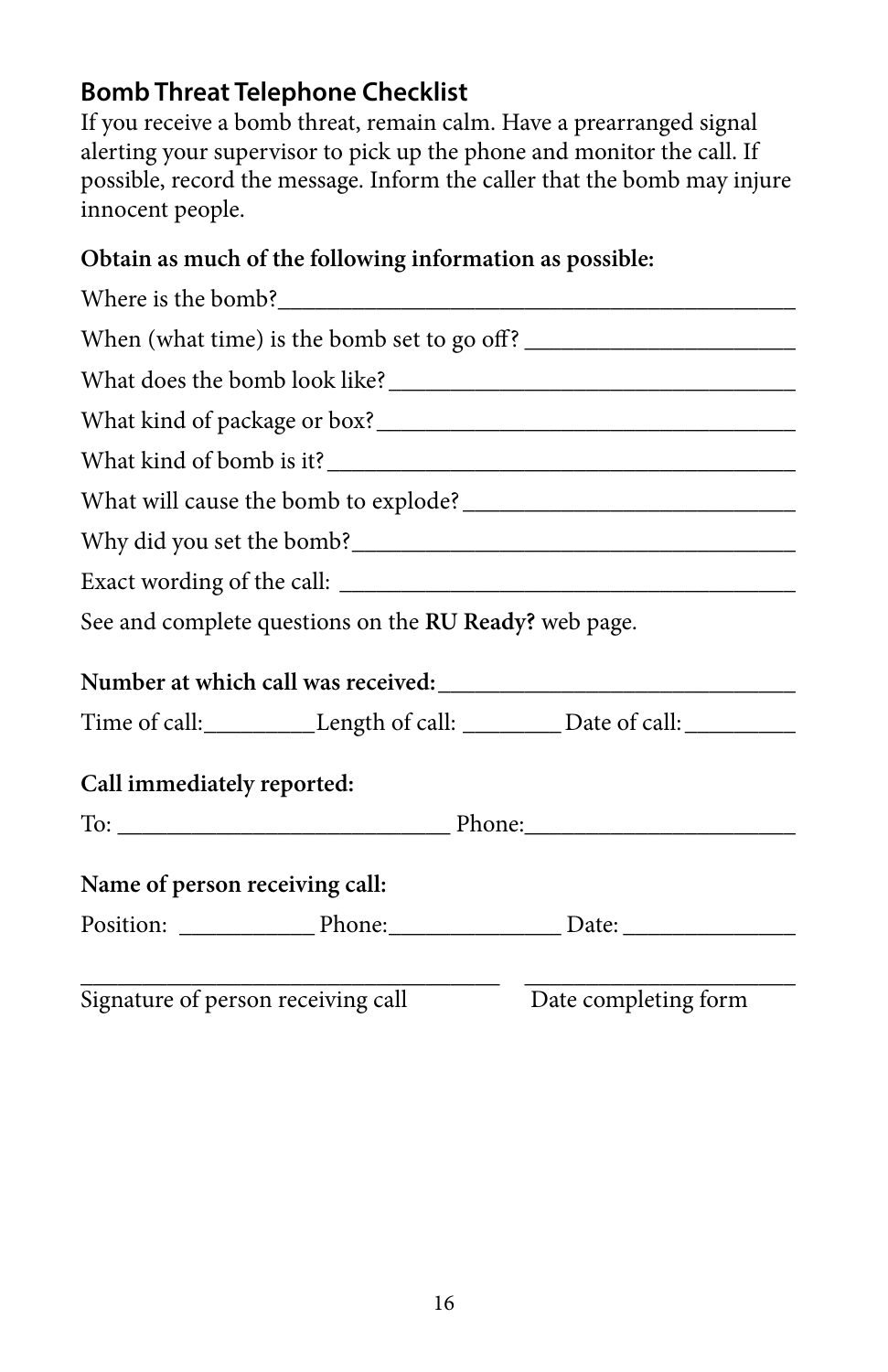## Bomb Threat Telephone Checklist

If you receive a bomb threat, remain calm. Have a prearranged signal alerting your supervisor to pick up the phone and monitor the call. If possible, record the message. Inform the caller that the bomb may injure innocent people.

**Obtain as much of the following information as possible:**

Where is the bomb?_____________________________________________

When (what time) is the bomb set to go off? ______________________

What does the bomb look like?__________________________________

What kind of package or box?___________________________________

What kind of bomb is it?_______________________________________

What will cause the bomb to explode?___________________________

Why did you set the bomb?_____________________________________

Exact wording of the call: ____________________________________

See and complete questions on the **RU Ready?** web page.

**Number at which call was received:**____________________________

Time of call:_________Length of call: ________ Date of call:_________

**Call immediately reported:**

To: ___________________________ Phone:______________________

**Name of person receiving call:**

Position: ___________ Phone:______________ Date: ______________

____________________________________ ______________________

Signature of person receiving call Date completing form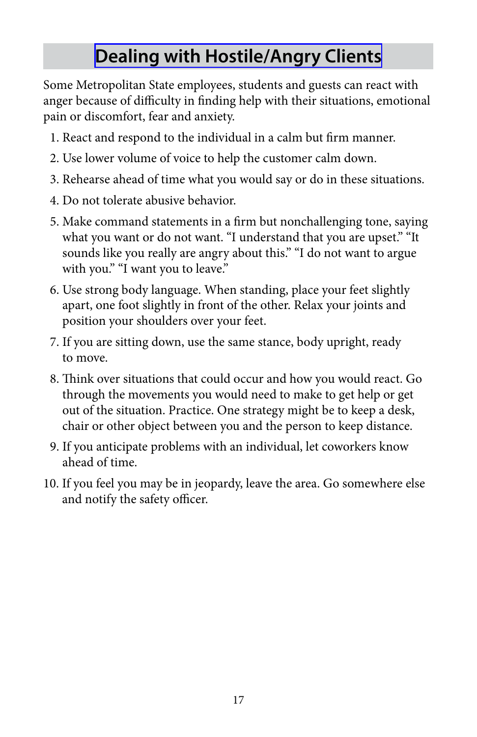## Dealing with Hostile/Angry Clients

Some Metropolitan State employees, students and guests can react with anger because of difficulty in finding help with their situations, emotional pain or discomfort, fear and anxiety.

1. React and respond to the individual in a calm but firm manner.
2. Use lower volume of voice to help the customer calm down.
3. Rehearse ahead of time what you would say or do in these situations.
4. Do not tolerate abusive behavior.
5. Make command statements in a firm but nonchallenging tone, saying what you want or do not want. "I understand that you are upset." "It sounds like you really are angry about this." "I do not want to argue with you." "I want you to leave."
6. Use strong body language. When standing, place your feet slightly apart, one foot slightly in front of the other. Relax your joints and position your shoulders over your feet.
7. If you are sitting down, use the same stance, body upright, ready to move.
8. Think over situations that could occur and how you would react. Go through the movements you would need to make to get help or get out of the situation. Practice. One strategy might be to keep a desk, chair or other object between you and the person to keep distance.
9. If you anticipate problems with an individual, let coworkers know ahead of time.
10. If you feel you may be in jeopardy, leave the area. Go somewhere else and notify the safety officer.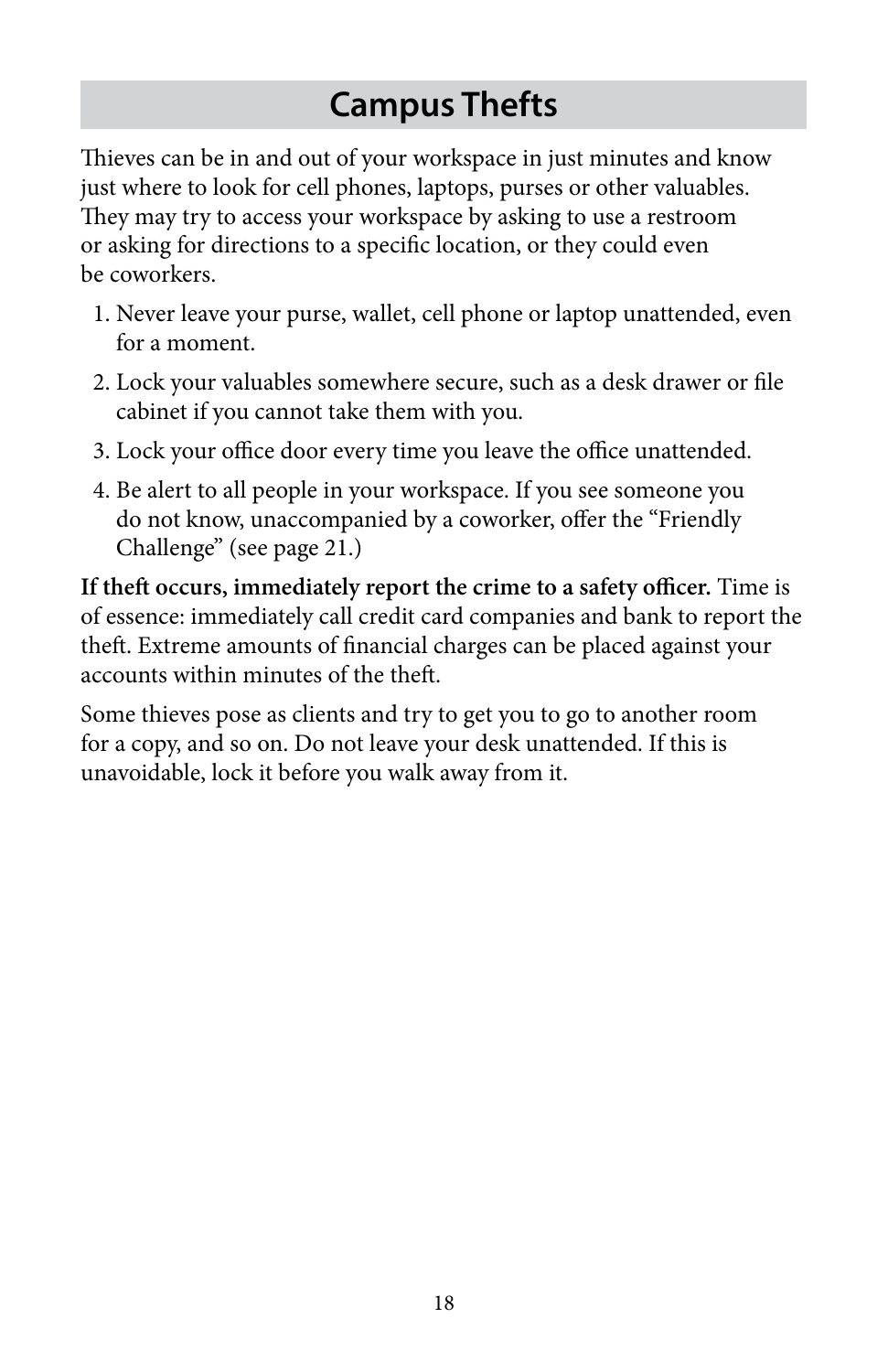## Campus Thefts

Thieves can be in and out of your workspace in just minutes and know just where to look for cell phones, laptops, purses or other valuables. They may try to access your workspace by asking to use a restroom or asking for directions to a specific location, or they could even be coworkers.

1. Never leave your purse, wallet, cell phone or laptop unattended, even for a moment.
2. Lock your valuables somewhere secure, such as a desk drawer or file cabinet if you cannot take them with you.
3. Lock your office door every time you leave the office unattended.
4. Be alert to all people in your workspace. If you see someone you do not know, unaccompanied by a coworker, offer the "Friendly Challenge" (see page 21.)

**If theft occurs, immediately report the crime to a safety officer.** Time is of essence: immediately call credit card companies and bank to report the theft. Extreme amounts of financial charges can be placed against your accounts within minutes of the theft.

Some thieves pose as clients and try to get you to go to another room for a copy, and so on. Do not leave your desk unattended. If this is unavoidable, lock it before you walk away from it.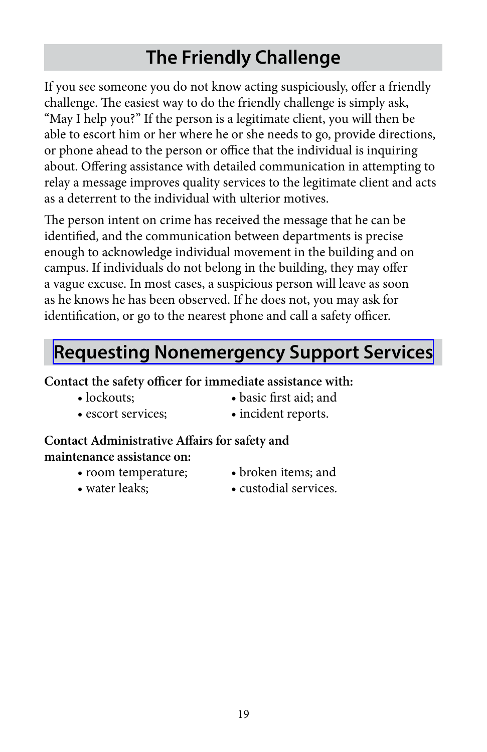## The Friendly Challenge

If you see someone you do not know acting suspiciously, offer a friendly challenge. The easiest way to do the friendly challenge is simply ask, "May I help you?" If the person is a legitimate client, you will then be able to escort him or her where he or she needs to go, provide directions, or phone ahead to the person or office that the individual is inquiring about. Offering assistance with detailed communication in attempting to relay a message improves quality services to the legitimate client and acts as a deterrent to the individual with ulterior motives.

The person intent on crime has received the message that he can be identified, and the communication between departments is precise enough to acknowledge individual movement in the building and on campus. If individuals do not belong in the building, they may offer a vague excuse. In most cases, a suspicious person will leave as soon as he knows he has been observed. If he does not, you may ask for identification, or go to the nearest phone and call a safety officer.

## Requesting Nonemergency Support Services

**Contact the safety officer for immediate assistance with:**

- lockouts;
- escort services;
- basic first aid; and
- incident reports.

**Contact Administrative Affairs for safety and maintenance assistance on:**

- room temperature;
- water leaks;
- broken items; and
- custodial services.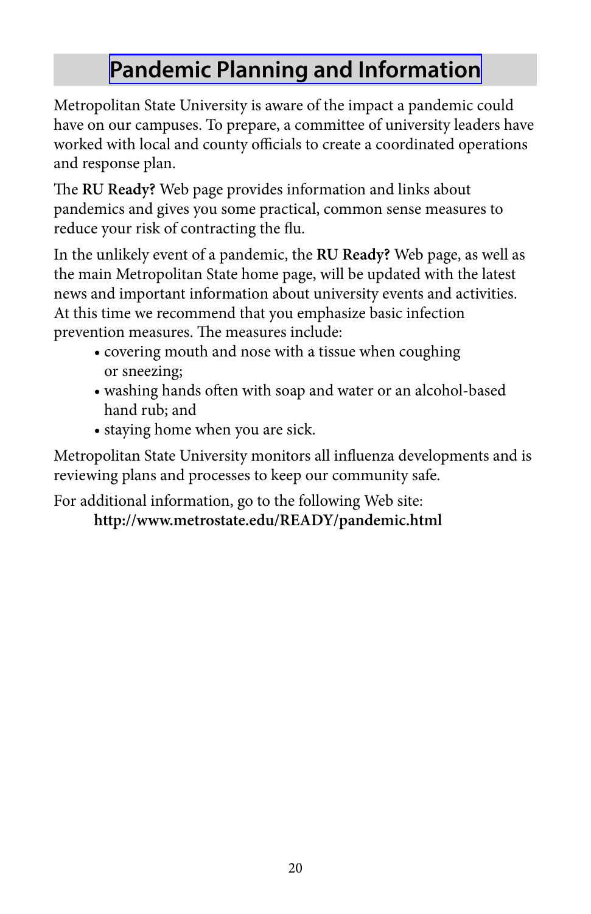# Pandemic Planning and Information

Metropolitan State University is aware of the impact a pandemic could have on our campuses. To prepare, a committee of university leaders have worked with local and county officials to create a coordinated operations and response plan.

The **RU Ready?** Web page provides information and links about pandemics and gives you some practical, common sense measures to reduce your risk of contracting the flu.

In the unlikely event of a pandemic, the **RU Ready?** Web page, as well as the main Metropolitan State home page, will be updated with the latest news and important information about university events and activities. At this time we recommend that you emphasize basic infection prevention measures. The measures include:

- covering mouth and nose with a tissue when coughing or sneezing;
- washing hands often with soap and water or an alcohol-based hand rub; and
- staying home when you are sick.

Metropolitan State University monitors all influenza developments and is reviewing plans and processes to keep our community safe.

For additional information, go to the following Web site:
**http://www.metrostate.edu/READY/pandemic.html**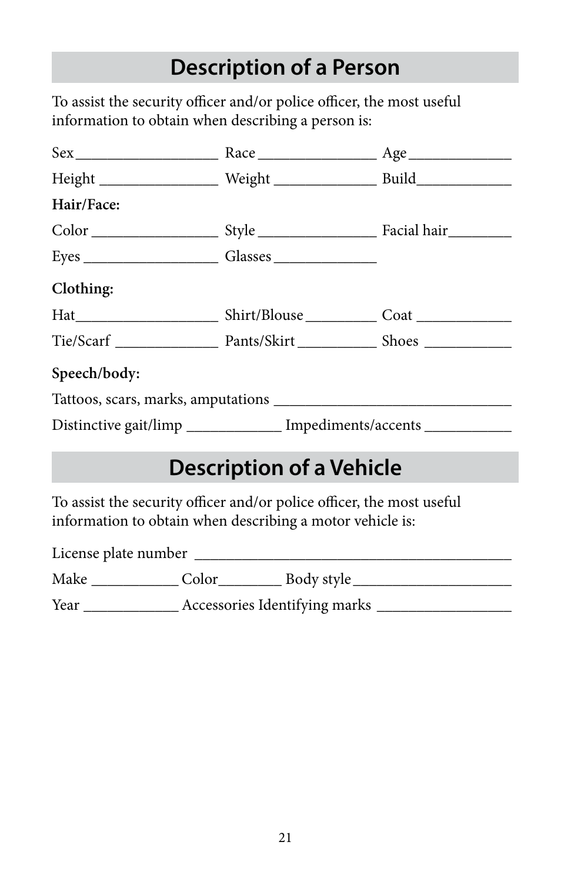## Description of a Person

To assist the security officer and/or police officer, the most useful information to obtain when describing a person is:

Sex ___________________ Race ________________ Age ______________

Height ________________ Weight ______________ Build_____________

**Hair/Face:**

Color _________________ Style ________________ Facial hair_________

Eyes __________________ Glasses ______________

**Clothing:**

Hat___________________ Shirt/Blouse __________ Coat _____________

Tie/Scarf ______________ Pants/Skirt ___________ Shoes ____________

**Speech/body:**

Tattoos, scars, marks, amputations _______________________________

Distinctive gait/limp _____________ Impediments/accents ____________

## Description of a Vehicle

To assist the security officer and/or police officer, the most useful information to obtain when describing a motor vehicle is:

License plate number ___________________________________________

Make ____________ Color_________ Body style_____________________

Year _____________ Accessories Identifying marks __________________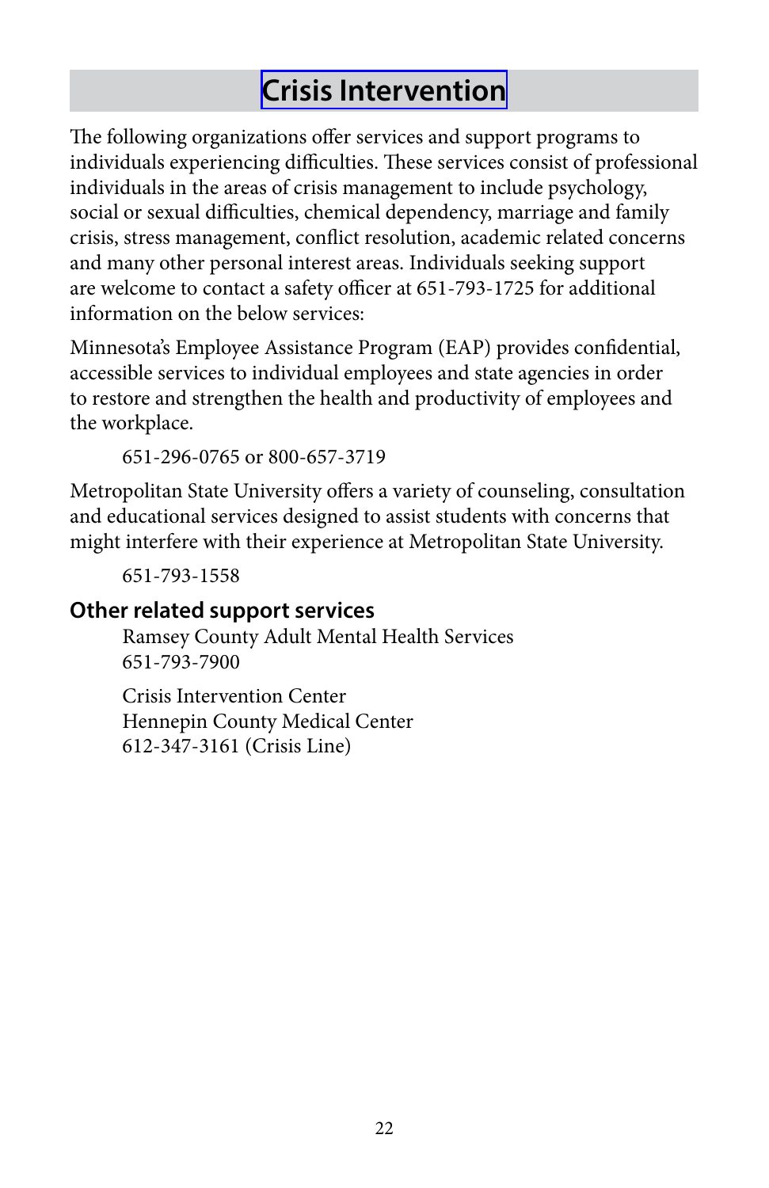# Crisis Intervention

The following organizations offer services and support programs to individuals experiencing difficulties. These services consist of professional individuals in the areas of crisis management to include psychology, social or sexual difficulties, chemical dependency, marriage and family crisis, stress management, conflict resolution, academic related concerns and many other personal interest areas. Individuals seeking support are welcome to contact a safety officer at 651-793-1725 for additional information on the below services:

Minnesota's Employee Assistance Program (EAP) provides confidential, accessible services to individual employees and state agencies in order to restore and strengthen the health and productivity of employees and the workplace.

651-296-0765 or 800-657-3719

Metropolitan State University offers a variety of counseling, consultation and educational services designed to assist students with concerns that might interfere with their experience at Metropolitan State University.

651-793-1558

## Other related support services

Ramsey County Adult Mental Health Services
651-793-7900

Crisis Intervention Center
Hennepin County Medical Center
612-347-3161 (Crisis Line)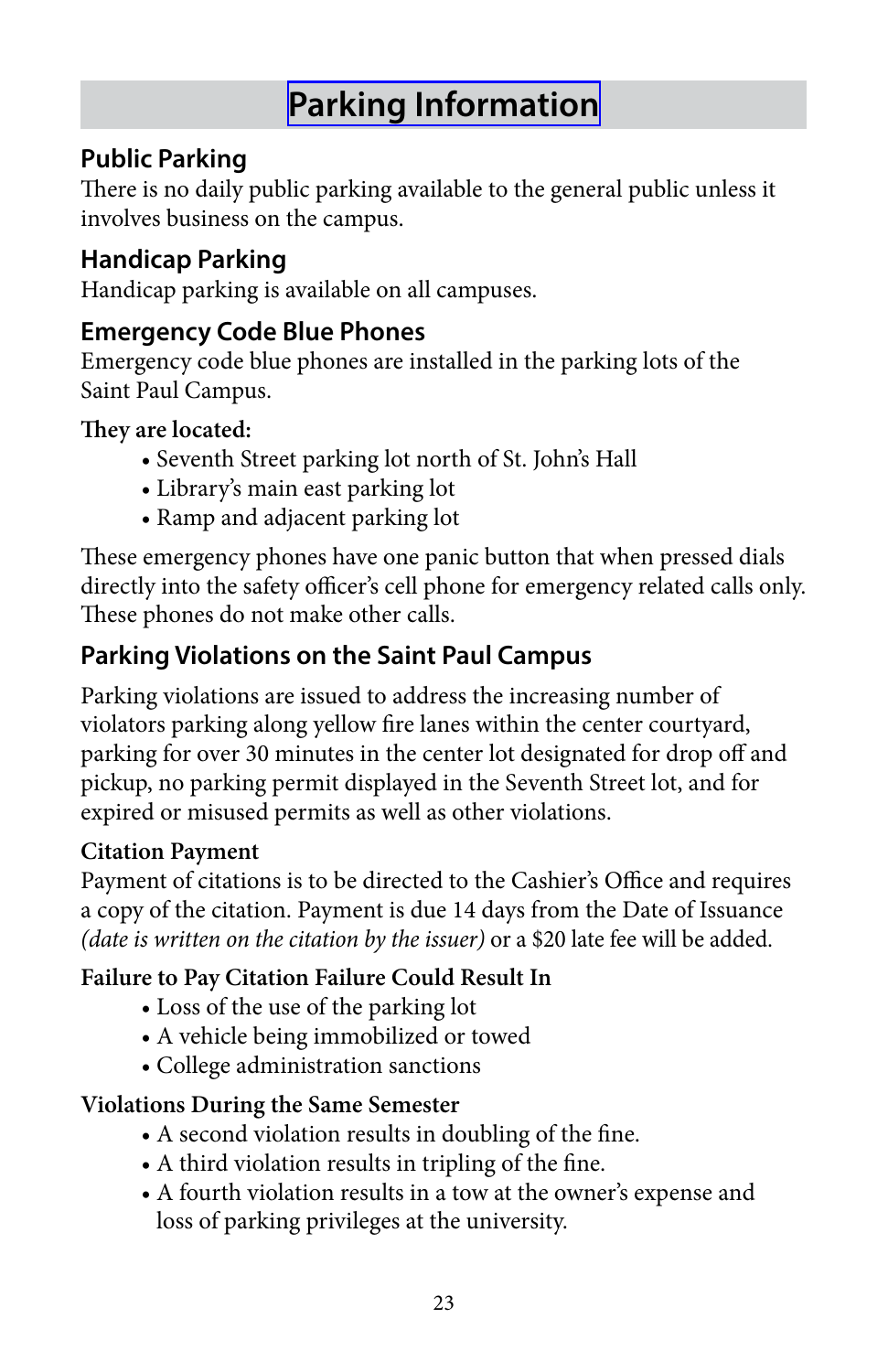# Parking Information

## Public Parking

There is no daily public parking available to the general public unless it involves business on the campus.

## Handicap Parking

Handicap parking is available on all campuses.

## Emergency Code Blue Phones

Emergency code blue phones are installed in the parking lots of the Saint Paul Campus.

**They are located:**

- Seventh Street parking lot north of St. John's Hall
- Library's main east parking lot
- Ramp and adjacent parking lot

These emergency phones have one panic button that when pressed dials directly into the safety officer's cell phone for emergency related calls only. These phones do not make other calls.

## Parking Violations on the Saint Paul Campus

Parking violations are issued to address the increasing number of violators parking along yellow fire lanes within the center courtyard, parking for over 30 minutes in the center lot designated for drop off and pickup, no parking permit displayed in the Seventh Street lot, and for expired or misused permits as well as other violations.

**Citation Payment**

Payment of citations is to be directed to the Cashier's Office and requires a copy of the citation. Payment is due 14 days from the Date of Issuance *(date is written on the citation by the issuer)* or a $20 late fee will be added.

**Failure to Pay Citation Failure Could Result In**

- Loss of the use of the parking lot
- A vehicle being immobilized or towed
- College administration sanctions

**Violations During the Same Semester**

- A second violation results in doubling of the fine.
- A third violation results in tripling of the fine.
- A fourth violation results in a tow at the owner's expense and loss of parking privileges at the university.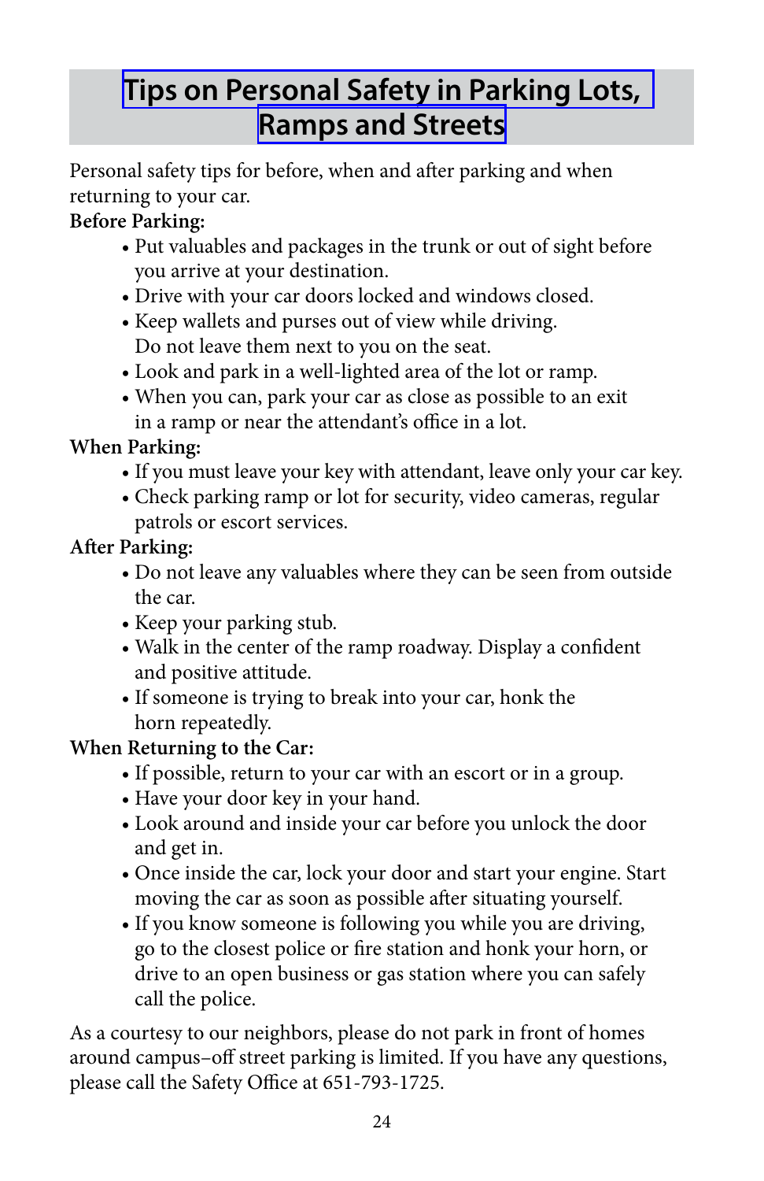# Tips on Personal Safety in Parking Lots, Ramps and Streets

Personal safety tips for before, when and after parking and when returning to your car.

**Before Parking:**

- Put valuables and packages in the trunk or out of sight before you arrive at your destination.
- Drive with your car doors locked and windows closed.
- Keep wallets and purses out of view while driving. Do not leave them next to you on the seat.
- Look and park in a well-lighted area of the lot or ramp.
- When you can, park your car as close as possible to an exit in a ramp or near the attendant's office in a lot.

**When Parking:**

- If you must leave your key with attendant, leave only your car key.
- Check parking ramp or lot for security, video cameras, regular patrols or escort services.

**After Parking:**

- Do not leave any valuables where they can be seen from outside the car.
- Keep your parking stub.
- Walk in the center of the ramp roadway. Display a confident and positive attitude.
- If someone is trying to break into your car, honk the horn repeatedly.

**When Returning to the Car:**

- If possible, return to your car with an escort or in a group.
- Have your door key in your hand.
- Look around and inside your car before you unlock the door and get in.
- Once inside the car, lock your door and start your engine. Start moving the car as soon as possible after situating yourself.
- If you know someone is following you while you are driving, go to the closest police or fire station and honk your horn, or drive to an open business or gas station where you can safely call the police.

As a courtesy to our neighbors, please do not park in front of homes around campus–off street parking is limited. If you have any questions, please call the Safety Office at 651-793-1725.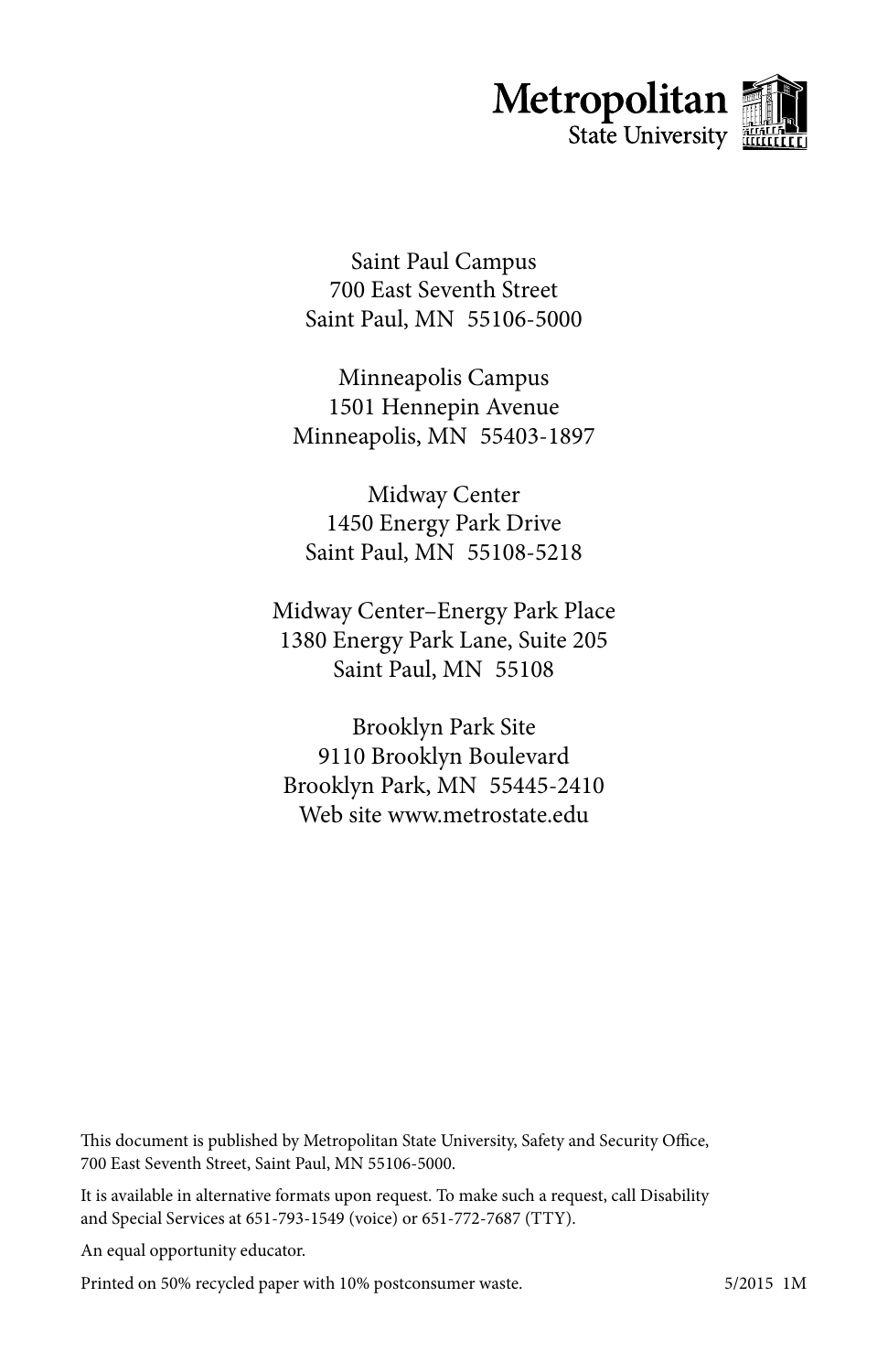Metropolitan
State University

Saint Paul Campus
700 East Seventh Street
Saint Paul, MN 55106-5000

Minneapolis Campus
1501 Hennepin Avenue
Minneapolis, MN 55403-1897

Midway Center
1450 Energy Park Drive
Saint Paul, MN 55108-5218

Midway Center–Energy Park Place
1380 Energy Park Lane, Suite 205
Saint Paul, MN 55108

Brooklyn Park Site
9110 Brooklyn Boulevard
Brooklyn Park, MN 55445-2410
Web site www.metrostate.edu

This document is published by Metropolitan State University, Safety and Security Office, 700 East Seventh Street, Saint Paul, MN 55106-5000.

It is available in alternative formats upon request. To make such a request, call Disability and Special Services at 651-793-1549 (voice) or 651-772-7687 (TTY).

An equal opportunity educator.

Printed on 50% recycled paper with 10% postconsumer waste. 5/2015 1M